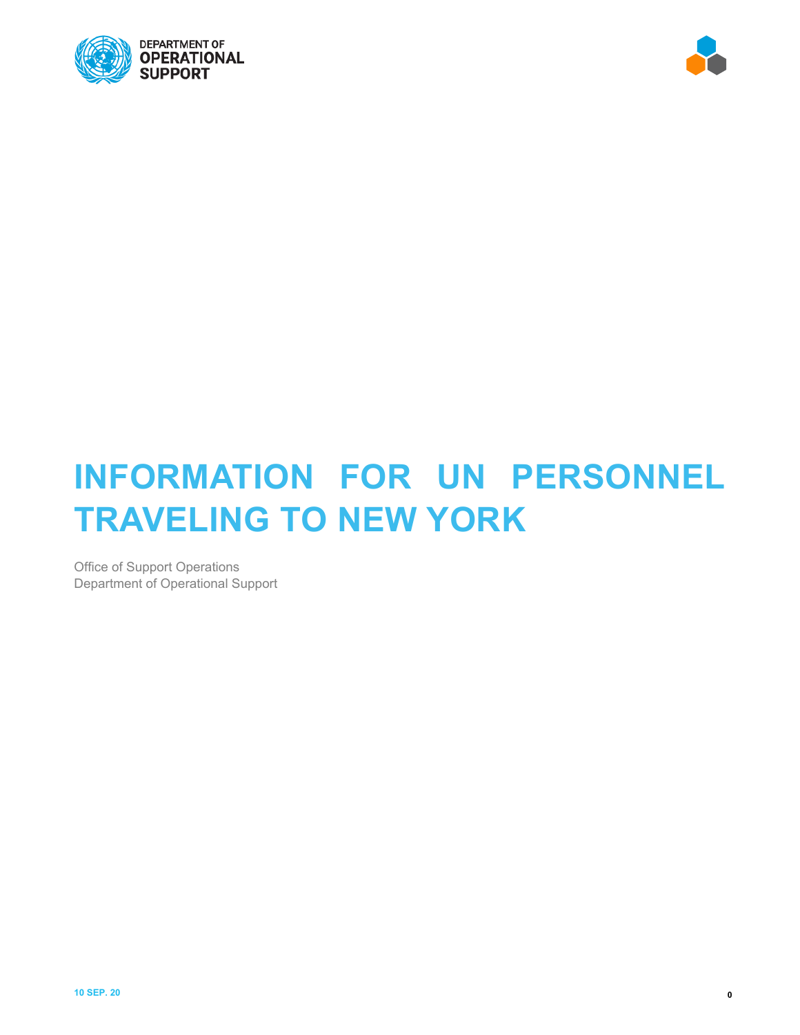DEPARTMENT OF OPERATIONAL SUPPORT

# INFORMATION FOR UN PERSONNEL TRAVELING TO NEW YORK

Office of Support Operations
Department of Operational Support

10 SEP. 20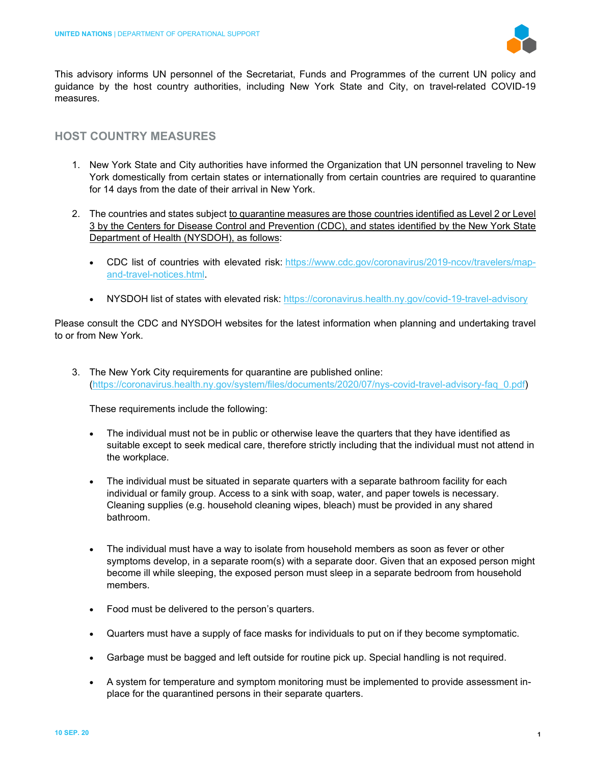This advisory informs UN personnel of the Secretariat, Funds and Programmes of the current UN policy and guidance by the host country authorities, including New York State and City, on travel-related COVID-19 measures.

## HOST COUNTRY MEASURES

1. New York State and City authorities have informed the Organization that UN personnel traveling to New York domestically from certain states or internationally from certain countries are required to quarantine for 14 days from the date of their arrival in New York.

2. The countries and states subject to quarantine measures are those countries identified as Level 2 or Level 3 by the Centers for Disease Control and Prevention (CDC), and states identified by the New York State Department of Health (NYSDOH), as follows:

   - CDC list of countries with elevated risk: https://www.cdc.gov/coronavirus/2019-ncov/travelers/map-and-travel-notices.html.

   - NYSDOH list of states with elevated risk: https://coronavirus.health.ny.gov/covid-19-travel-advisory

Please consult the CDC and NYSDOH websites for the latest information when planning and undertaking travel to or from New York.

3. The New York City requirements for quarantine are published online: (https://coronavirus.health.ny.gov/system/files/documents/2020/07/nys-covid-travel-advisory-faq_0.pdf)

   These requirements include the following:

   - The individual must not be in public or otherwise leave the quarters that they have identified as suitable except to seek medical care, therefore strictly including that the individual must not attend in the workplace.

   - The individual must be situated in separate quarters with a separate bathroom facility for each individual or family group. Access to a sink with soap, water, and paper towels is necessary. Cleaning supplies (e.g. household cleaning wipes, bleach) must be provided in any shared bathroom.

   - The individual must have a way to isolate from household members as soon as fever or other symptoms develop, in a separate room(s) with a separate door. Given that an exposed person might become ill while sleeping, the exposed person must sleep in a separate bedroom from household members.

   - Food must be delivered to the person's quarters.

   - Quarters must have a supply of face masks for individuals to put on if they become symptomatic.

   - Garbage must be bagged and left outside for routine pick up. Special handling is not required.

   - A system for temperature and symptom monitoring must be implemented to provide assessment in-place for the quarantined persons in their separate quarters.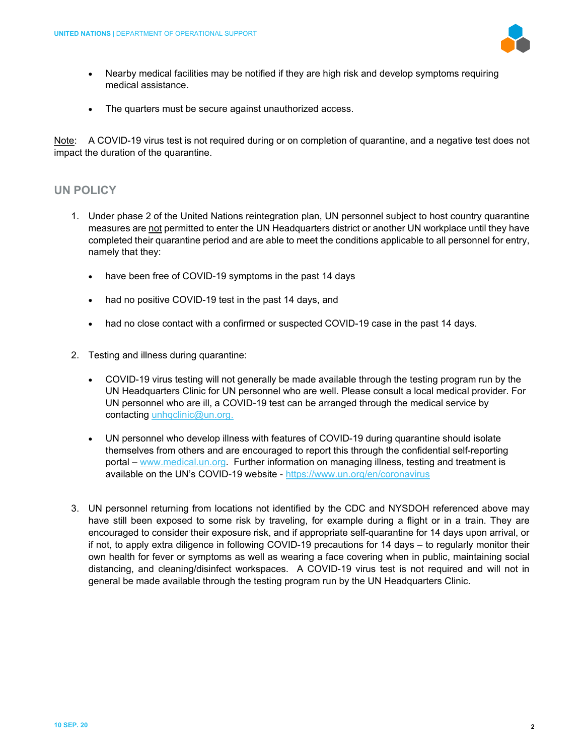- Nearby medical facilities may be notified if they are high risk and develop symptoms requiring medical assistance.

- The quarters must be secure against unauthorized access.

Note: A COVID-19 virus test is not required during or on completion of quarantine, and a negative test does not impact the duration of the quarantine.

## UN POLICY

1. Under phase 2 of the United Nations reintegration plan, UN personnel subject to host country quarantine measures are not permitted to enter the UN Headquarters district or another UN workplace until they have completed their quarantine period and are able to meet the conditions applicable to all personnel for entry, namely that they:

   - have been free of COVID-19 symptoms in the past 14 days

   - had no positive COVID-19 test in the past 14 days, and

   - had no close contact with a confirmed or suspected COVID-19 case in the past 14 days.

2. Testing and illness during quarantine:

   - COVID-19 virus testing will not generally be made available through the testing program run by the UN Headquarters Clinic for UN personnel who are well. Please consult a local medical provider. For UN personnel who are ill, a COVID-19 test can be arranged through the medical service by contacting unhqclinic@un.org.

   - UN personnel who develop illness with features of COVID-19 during quarantine should isolate themselves from others and are encouraged to report this through the confidential self-reporting portal – www.medical.un.org. Further information on managing illness, testing and treatment is available on the UN's COVID-19 website - https://www.un.org/en/coronavirus

3. UN personnel returning from locations not identified by the CDC and NYSDOH referenced above may have still been exposed to some risk by traveling, for example during a flight or in a train. They are encouraged to consider their exposure risk, and if appropriate self-quarantine for 14 days upon arrival, or if not, to apply extra diligence in following COVID-19 precautions for 14 days – to regularly monitor their own health for fever or symptoms as well as wearing a face covering when in public, maintaining social distancing, and cleaning/disinfect workspaces. A COVID-19 virus test is not required and will not in general be made available through the testing program run by the UN Headquarters Clinic.